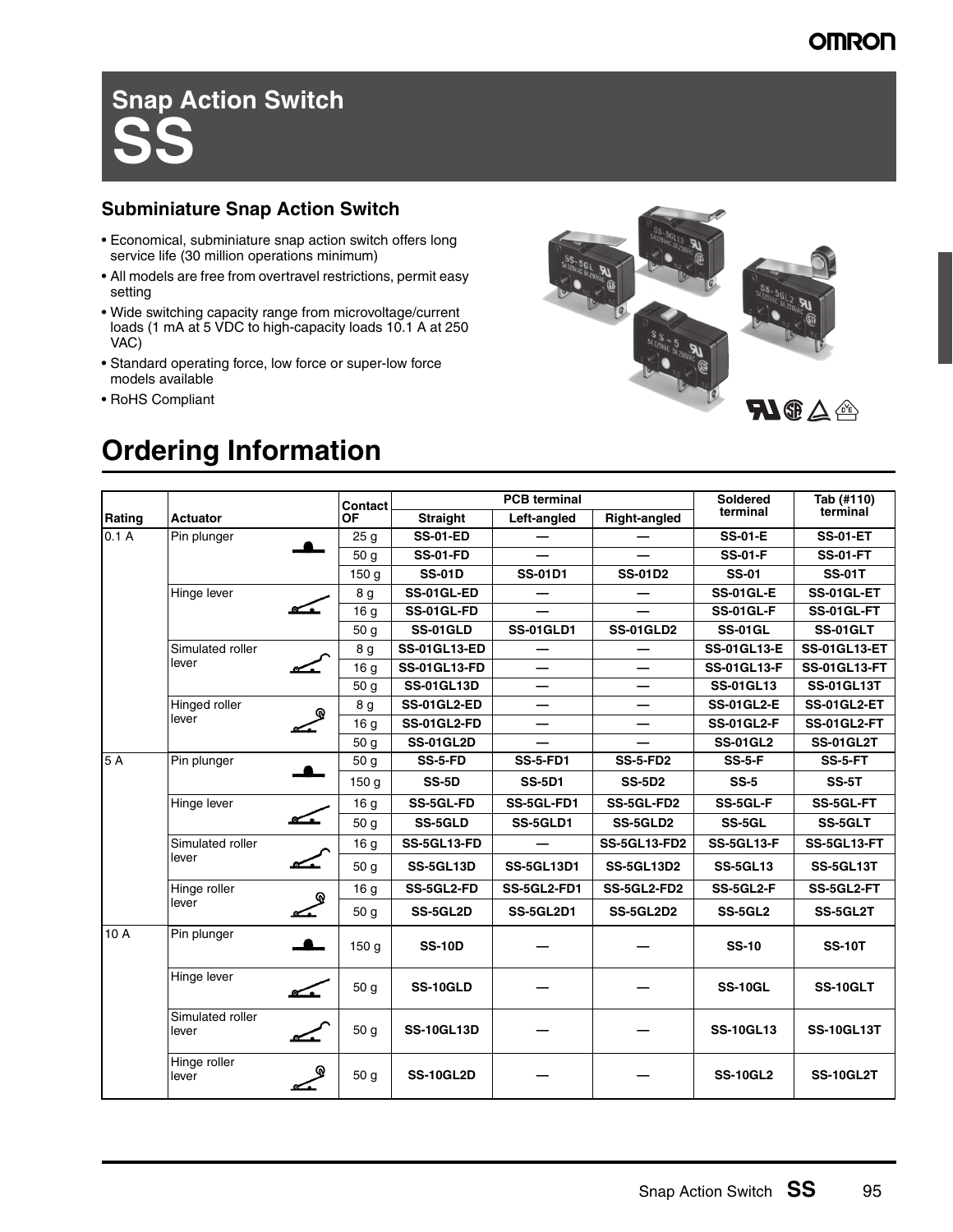# Snap Action Switch
# SS

## Subminiature Snap Action Switch

- Economical, subminiature snap action switch offers long service life (30 million operations minimum)
- All models are free from overtravel restrictions, permit easy setting
- Wide switching capacity range from microvoltage/current loads (1 mA at 5 VDC to high-capacity loads 10.1 A at 250 VAC)
- Standard operating force, low force or super-low force models available
- RoHS Compliant

## Ordering Information

| Rating | Actuator | Contact OF | PCB terminal | | | Soldered terminal | Tab (#110) terminal |
|---|---|---|---|---|---|---|---|
| | | | Straight | Left-angled | Right-angled | | |
| 0.1 A | Pin plunger | 25 g | SS-01-ED | — | — | SS-01-E | SS-01-ET |
| | | 50 g | SS-01-FD | — | — | SS-01-F | SS-01-FT |
| | | 150 g | SS-01D | SS-01D1 | SS-01D2 | SS-01 | SS-01T |
| | Hinge lever | 8 g | SS-01GL-ED | — | — | SS-01GL-E | SS-01GL-ET |
| | | 16 g | SS-01GL-FD | — | — | SS-01GL-F | SS-01GL-FT |
| | | 50 g | SS-01GLD | SS-01GLD1 | SS-01GLD2 | SS-01GL | SS-01GLT |
| | Simulated roller lever | 8 g | SS-01GL13-ED | — | — | SS-01GL13-E | SS-01GL13-ET |
| | | 16 g | SS-01GL13-FD | — | — | SS-01GL13-F | SS-01GL13-FT |
| | | 50 g | SS-01GL13D | — | — | SS-01GL13 | SS-01GL13T |
| | Hinged roller lever | 8 g | SS-01GL2-ED | — | — | SS-01GL2-E | SS-01GL2-ET |
| | | 16 g | SS-01GL2-FD | — | — | SS-01GL2-F | SS-01GL2-FT |
| | | 50 g | SS-01GL2D | — | — | SS-01GL2 | SS-01GL2T |
| 5 A | Pin plunger | 50 g | SS-5-FD | SS-5-FD1 | SS-5-FD2 | SS-5-F | SS-5-FT |
| | | 150 g | SS-5D | SS-5D1 | SS-5D2 | SS-5 | SS-5T |
| | Hinge lever | 16 g | SS-5GL-FD | SS-5GL-FD1 | SS-5GL-FD2 | SS-5GL-F | SS-5GL-FT |
| | | 50 g | SS-5GLD | SS-5GLD1 | SS-5GLD2 | SS-5GL | SS-5GLT |
| | Simulated roller lever | 16 g | SS-5GL13-FD | — | SS-5GL13-FD2 | SS-5GL13-F | SS-5GL13-FT |
| | | 50 g | SS-5GL13D | SS-5GL13D1 | SS-5GL13D2 | SS-5GL13 | SS-5GL13T |
| | Hinge roller lever | 16 g | SS-5GL2-FD | SS-5GL2-FD1 | SS-5GL2-FD2 | SS-5GL2-F | SS-5GL2-FT |
| | | 50 g | SS-5GL2D | SS-5GL2D1 | SS-5GL2D2 | SS-5GL2 | SS-5GL2T |
| 10 A | Pin plunger | 150 g | SS-10D | — | — | SS-10 | SS-10T |
| | Hinge lever | 50 g | SS-10GLD | — | — | SS-10GL | SS-10GLT |
| | Simulated roller lever | 50 g | SS-10GL13D | — | — | SS-10GL13 | SS-10GL13T |
| | Hinge roller lever | 50 g | SS-10GL2D | — | — | SS-10GL2 | SS-10GL2T |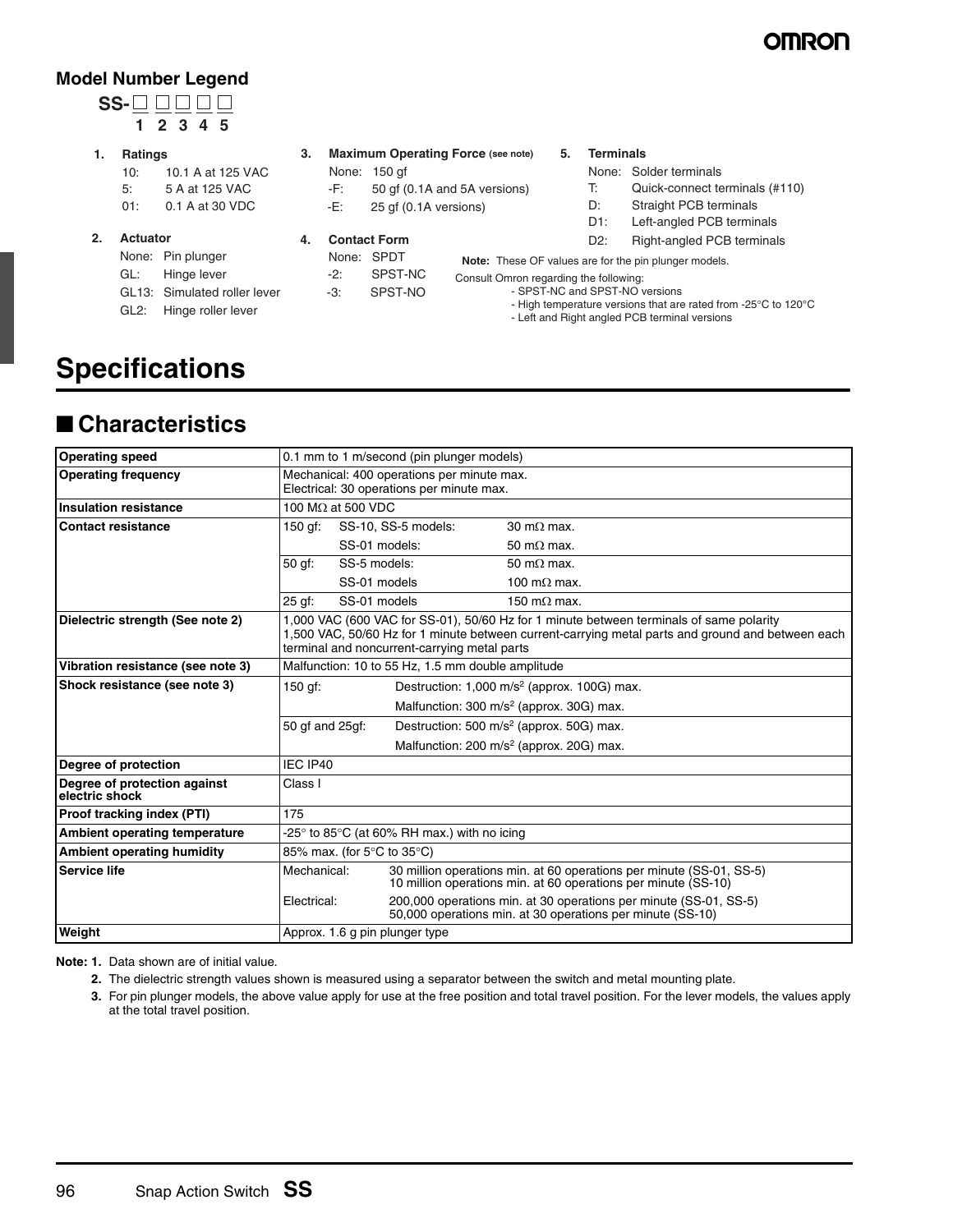## Model Number Legend

**SS-□ □□□□**
**1 2 3 4 5**

1. **Ratings**
   - 10: 10.1 A at 125 VAC
   - 5: 5 A at 125 VAC
   - 01: 0.1 A at 30 VDC

2. **Actuator**
   - None: Pin plunger
   - GL: Hinge lever
   - GL13: Simulated roller lever
   - GL2: Hinge roller lever

3. **Maximum Operating Force (see note)**
   - None: 150 gf
   - -F: 50 gf (0.1A and 5A versions)
   - -E: 25 gf (0.1A versions)

4. **Contact Form**
   - None: SPDT
   - -2: SPST-NC
   - -3: SPST-NO

5. **Terminals**
   - None: Solder terminals
   - T: Quick-connect terminals (#110)
   - D: Straight PCB terminals
   - D1: Left-angled PCB terminals
   - D2: Right-angled PCB terminals

**Note:** These OF values are for the pin plunger models.

Consult Omron regarding the following:
- SPST-NC and SPST-NO versions
- High temperature versions that are rated from -25°C to 120°C
- Left and Right angled PCB terminals versions

# Specifications

## ■ Characteristics

| | | | |
|---|---|---|---|
| **Operating speed** | 0.1 mm to 1 m/second (pin plunger models) | | |
| **Operating frequency** | Mechanical: 400 operations per minute max.<br>Electrical: 30 operations per minute max. | | |
| **Insulation resistance** | 100 MΩ at 500 VDC | | |
| **Contact resistance** | 150 gf: | SS-10, SS-5 models: | 30 mΩ max. |
| | | SS-01 models: | 50 mΩ max. |
| | 50 gf: | SS-5 models: | 50 mΩ max. |
| | | SS-01 models | 100 mΩ max. |
| | 25 gf: | SS-01 models | 150 mΩ max. |
| **Dielectric strength (See note 2)** | 1,000 VAC (600 VAC for SS-01), 50/60 Hz for 1 minute between terminals of same polarity<br>1,500 VAC, 50/60 Hz for 1 minute between current-carrying metal parts and ground and between each terminal and noncurrent-carrying metal parts | | |
| **Vibration resistance (see note 3)** | Malfunction: 10 to 55 Hz, 1.5 mm double amplitude | | |
| **Shock resistance (see note 3)** | 150 gf: | Destruction: 1,000 $m/s^2$ (approx. 100G) max. | |
| | | Malfunction: 300 $m/s^2$ (approx. 30G) max. | |
| | 50 gf and 25gf: | Destruction: 500 $m/s^2$ (approx. 50G) max. | |
| | | Malfunction: 200 $m/s^2$ (approx. 20G) max. | |
| **Degree of protection** | IEC IP40 | | |
| **Degree of protection against electric shock** | Class I | | |
| **Proof tracking index (PTI)** | 175 | | |
| **Ambient operating temperature** | -25° to 85°C (at 60% RH max.) with no icing | | |
| **Ambient operating humidity** | 85% max. (for 5°C to 35°C) | | |
| **Service life** | Mechanical: | 30 million operations min. at 60 operations per minute (SS-01, SS-5)<br>10 million operations min. at 60 operations per minute (SS-10) | |
| | Electrical: | 200,000 operations min. at 30 operations per minute (SS-01, SS-5)<br>50,000 operations min. at 30 operations per minute (SS-10) | |
| **Weight** | Approx. 1.6 g pin plunger type | | |

**Note:**
1. Data shown are of initial value.
2. The dielectric strength values shown is measured using a separator between the switch and metal mounting plate.
3. For pin plunger models, the above value apply for use at the free position and total travel position. For the lever models, the values apply at the total travel position.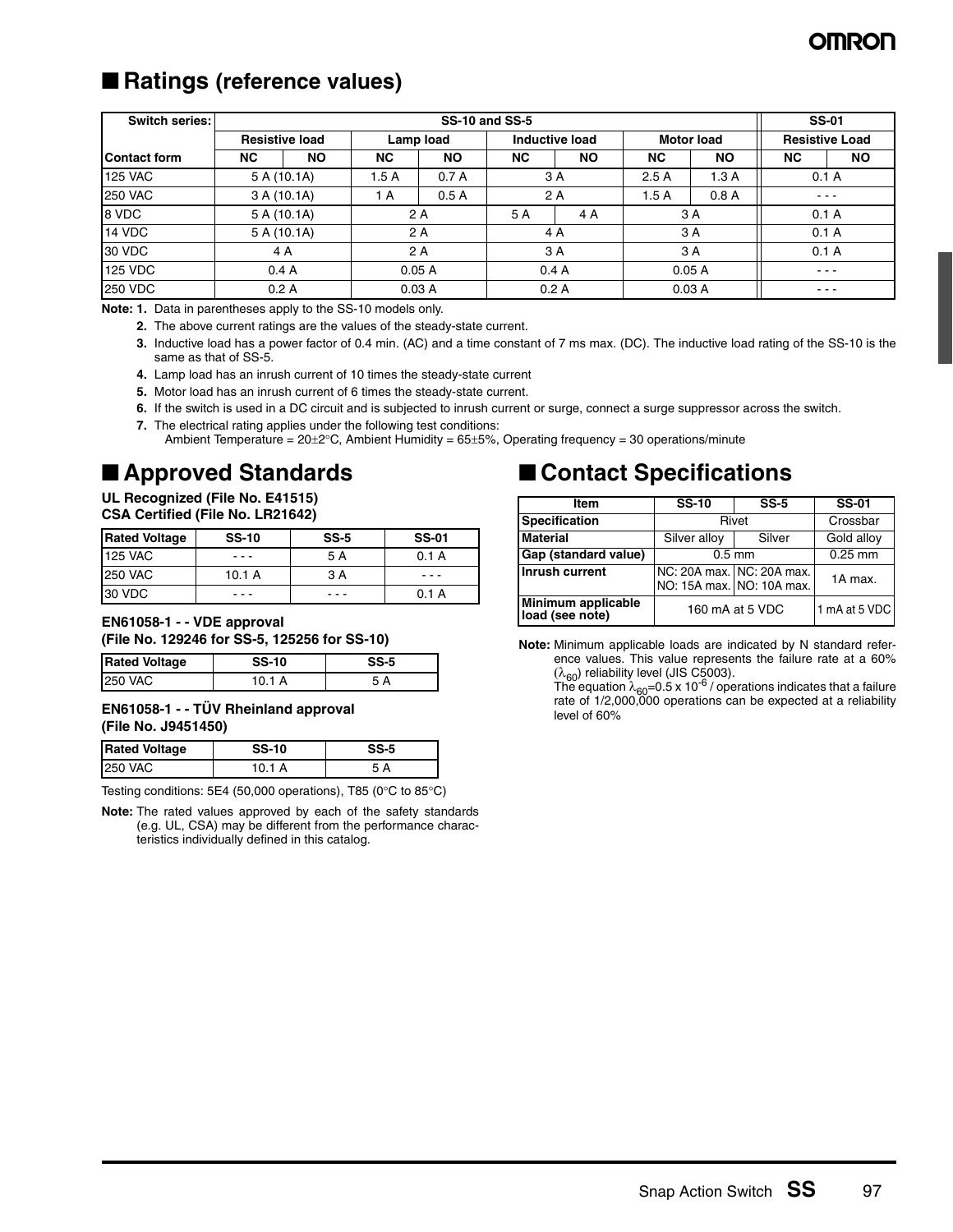## ■ Ratings (reference values)

| Switch series: | SS-10 and SS-5 | | | | | | | | SS-01 | |
|---|---|---|---|---|---|---|---|---|---|---|
| | Resistive load | | Lamp load | | Inductive load | | Motor load | | Resistive Load | |
| Contact form | NC | NO | NC | NO | NC | NO | NC | NO | NC | NO |
| 125 VAC | 5 A (10.1A) | | 1.5 A | 0.7 A | 3 A | | 2.5 A | 1.3 A | 0.1 A | |
| 250 VAC | 3 A (10.1A) | | 1 A | 0.5 A | 2 A | | 1.5 A | 0.8 A | - - - | |
| 8 VDC | 5 A (10.1A) | | 2 A | | 5 A | 4 A | 3 A | | 0.1 A | |
| 14 VDC | 5 A (10.1A) | | 2 A | | 4 A | | 3 A | | 0.1 A | |
| 30 VDC | 4 A | | 2 A | | 3 A | | 3 A | | 0.1 A | |
| 125 VDC | 0.4 A | | 0.05 A | | 0.4 A | | 0.05 A | | - - - | |
| 250 VDC | 0.2 A | | 0.03 A | | 0.2 A | | 0.03 A | | - - - | |

**Note: 1.** Data in parentheses apply to the SS-10 models only.

**2.** The above current ratings are the values of the steady-state current.

**3.** Inductive load has a power factor of 0.4 min. (AC) and a time constant of 7 ms max. (DC). The inductive load rating of the SS-10 is the same as that of SS-5.

**4.** Lamp load has an inrush current of 10 times the steady-state current

**5.** Motor load has an inrush current of 6 times the steady-state current.

**6.** If the switch is used in a DC circuit and is subjected to inrush current or surge, connect a surge suppressor across the switch.

**7.** The electrical rating applies under the following test conditions:
Ambient Temperature = 20±2°C, Ambient Humidity = 65±5%, Operating frequency = 30 operations/minute

## ■ Approved Standards

**UL Recognized (File No. E41515)**
**CSA Certified (File No. LR21642)**

| Rated Voltage | SS-10 | SS-5 | SS-01 |
|---|---|---|---|
| 125 VAC | - - - | 5 A | 0.1 A |
| 250 VAC | 10.1 A | 3 A | - - - |
| 30 VDC | - - - | - - - | 0.1 A |

**EN61058-1 - - VDE approval**
**(File No. 129246 for SS-5, 125256 for SS-10)**

| Rated Voltage | SS-10 | SS-5 |
|---|---|---|
| 250 VAC | 10.1 A | 5 A |

**EN61058-1 - - TÜV Rheinland approval**
**(File No. J9451450)**

| Rated Voltage | SS-10 | SS-5 |
|---|---|---|
| 250 VAC | 10.1 A | 5 A |

Testing conditions: 5E4 (50,000 operations), T85 (0°C to 85°C)

**Note:** The rated values approved by each of the safety standards (e.g. UL, CSA) may be different from the performance characteristics individually defined in this catalog.

## ■ Contact Specifications

| Item | SS-10 | SS-5 | SS-01 |
|---|---|---|---|
| Specification | Rivet | | Crossbar |
| Material | Silver alloy | Silver | Gold alloy |
| Gap (standard value) | 0.5 mm | | 0.25 mm |
| Inrush current | NC: 20A max. NO: 15A max. | NC: 20A max. NO: 10A max. | 1A max. |
| Minimum applicable load (see note) | 160 mA at 5 VDC | | 1 mA at 5 VDC |

**Note:** Minimum applicable loads are indicated by N standard reference values. This value represents the failure rate at a 60% ($\lambda_{60}$) reliability level (JIS C5003).
The equation $\lambda_{60}$=0.5 x $10^{-6}$ / operations indicates that a failure rate of 1/2,000,000 operations can be expected at a reliability level of 60%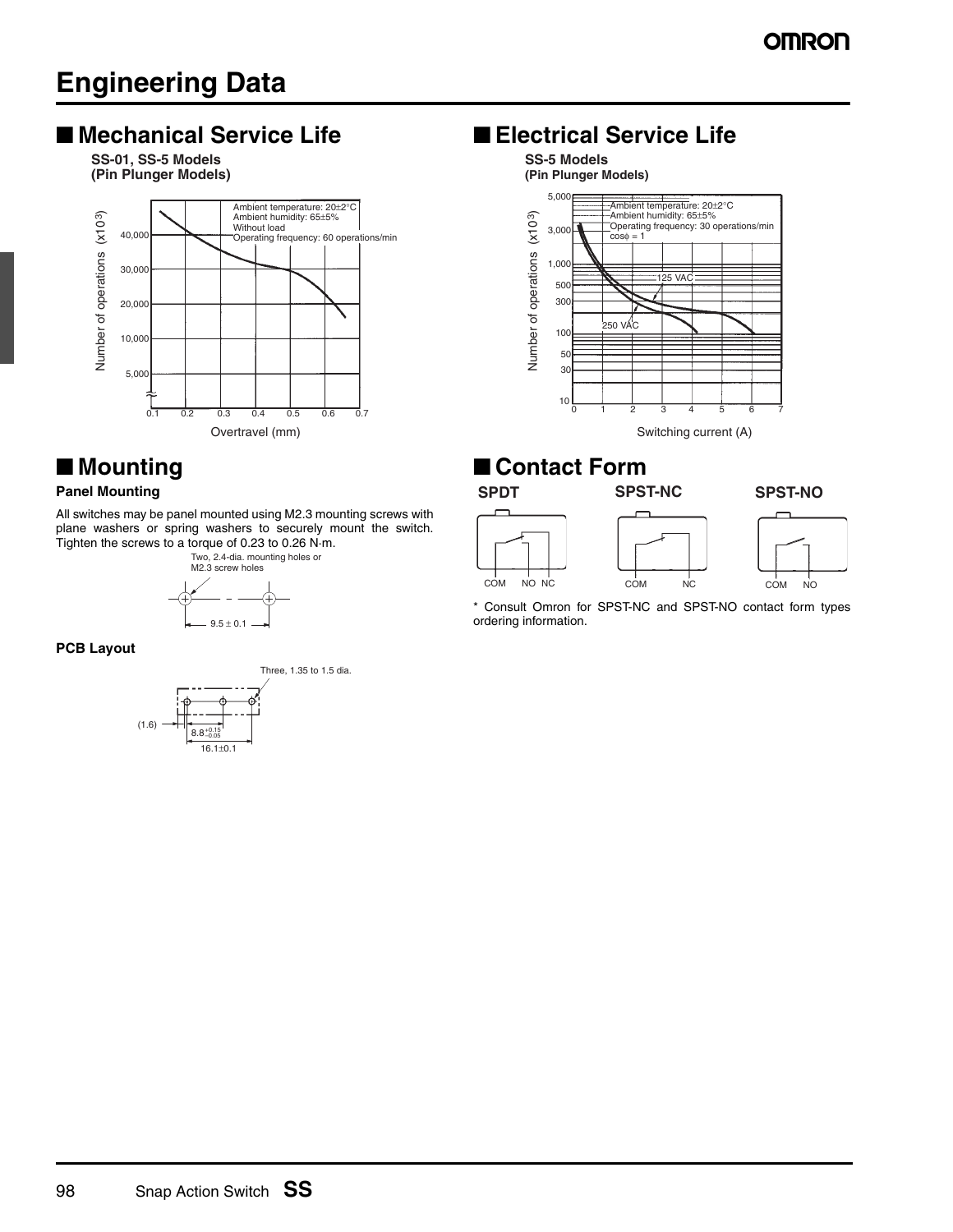# Engineering Data

## Mechanical Service Life

**SS-01, SS-5 Models (Pin Plunger Models)**

Ambient temperature: 20±2°C
Ambient humidity: 65±5%
Without load
Operating frequency: 60 operations/min

Number of operations ($\times 10^3$)

Overtravel (mm)

## Electrical Service Life

**SS-5 Models (Pin Plunger Models)**

Ambient temperature: 20±2°C
Ambient humidity: 65±5%
Operating frequency: 30 operations/min
$\cos\phi = 1$

125 VAC

250 VAC

Number of operations ($\times 10^3$)

Switching current (A)

## Mounting

### Panel Mounting

All switches may be panel mounted using M2.3 mounting screws with plane washers or spring washers to securely mount the switch. Tighten the screws to a torque of 0.23 to 0.26 N·m.

Two, 2.4-dia. mounting holes or M2.3 screw holes

9.5 ± 0.1

### PCB Layout

Three, 1.35 to 1.5 dia.

(1.6)

$8.8^{+0.15}_{-0.05}$

16.1±0.1

## Contact Form

**SPDT**

COM NO NC

**SPST-NC**

COM NC

**SPST-NO**

COM NO

* Consult Omron for SPST-NC and SPST-NO contact form types ordering information.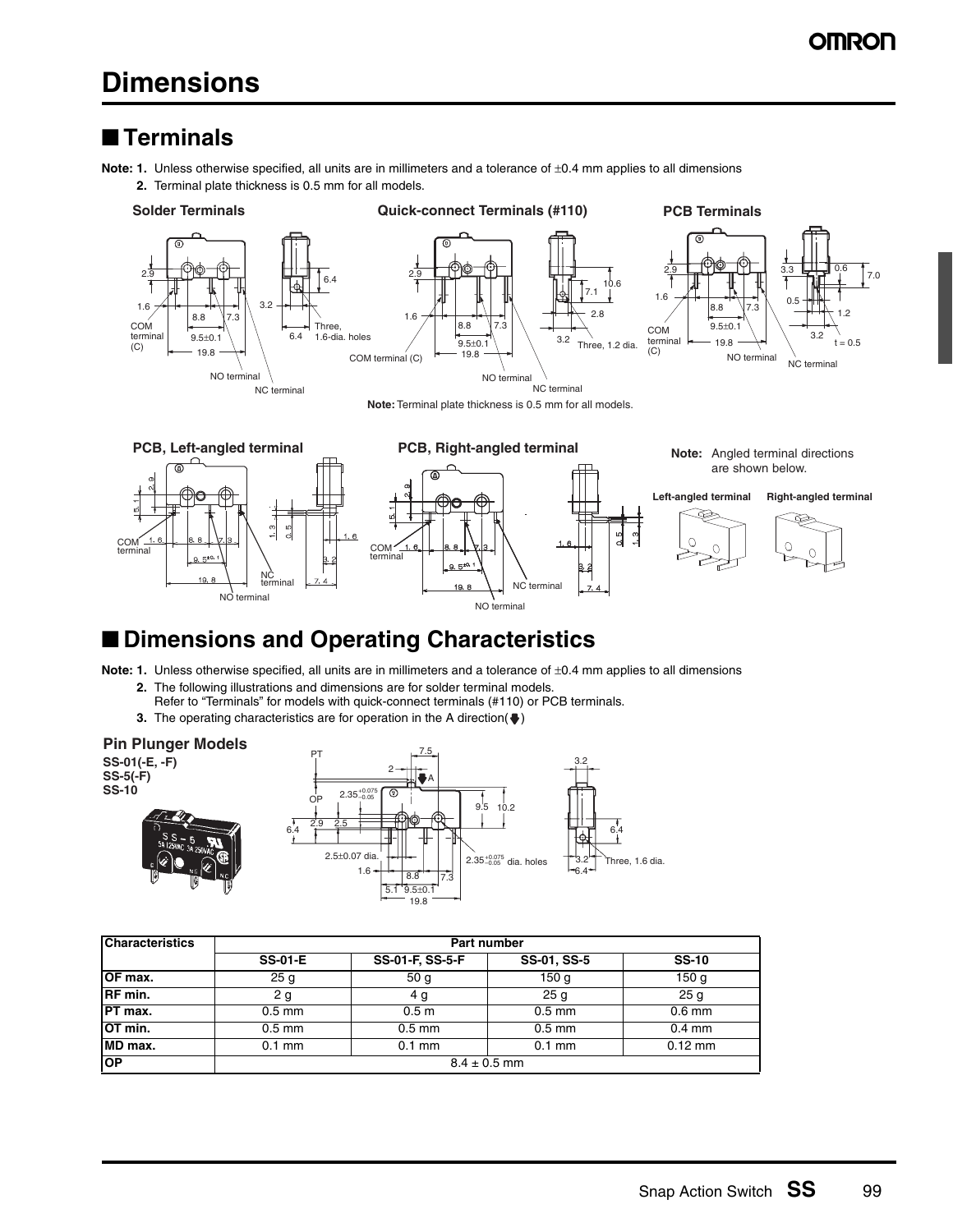# Dimensions

## ■ Terminals

**Note: 1.** Unless otherwise specified, all units are in millimeters and a tolerance of ±0.4 mm applies to all dimensions

**2.** Terminal plate thickness is 0.5 mm for all models.

**Solder Terminals**

**Quick-connect Terminals (#110)**

**PCB Terminals**

**Note:** Terminal plate thickness is 0.5 mm for all models.

**PCB, Left-angled terminal**

**PCB, Right-angled terminal**

**Note:** Angled terminal directions are shown below.

**Left-angled terminal** **Right-angled terminal**

## ■ Dimensions and Operating Characteristics

**Note: 1.** Unless otherwise specified, all units are in millimeters and a tolerance of ±0.4 mm applies to all dimensions

**2.** The following illustrations and dimensions are for solder terminal models. Refer to "Terminals" for models with quick-connect terminals (#110) or PCB terminals.

**3.** The operating characteristics are for operation in the A direction(⬇)

**Pin Plunger Models**

**SS-01(-E, -F)**
**SS-5(-F)**
**SS-10**

| Characteristics | Part number | | | |
|---|---|---|---|---|
| | SS-01-E | SS-01-F, SS-5-F | SS-01, SS-5 | SS-10 |
| OF max. | 25 g | 50 g | 150 g | 150 g |
| RF min. | 2 g | 4 g | 25 g | 25 g |
| PT max. | 0.5 mm | 0.5 m | 0.5 mm | 0.6 mm |
| OT min. | 0.5 mm | 0.5 mm | 0.5 mm | 0.4 mm |
| MD max. | 0.1 mm | 0.1 mm | 0.1 mm | 0.12 mm |
| OP | 8.4 ± 0.5 mm | | | |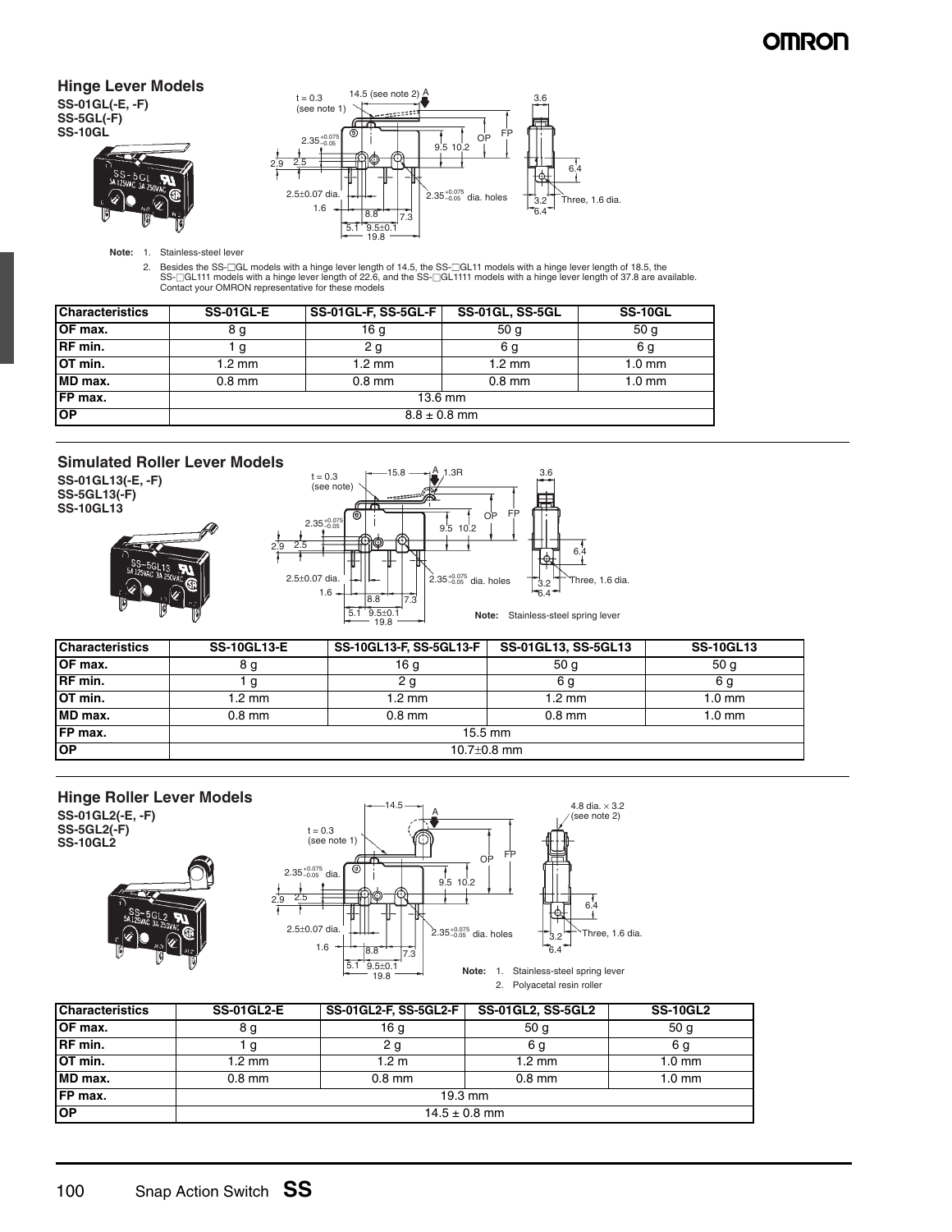## Hinge Lever Models

**SS-01GL(-E, -F)**
**SS-5GL(-F)**
**SS-10GL**

**Note:** 1. Stainless-steel lever

2. Besides the SS-□GL models with a hinge lever length of 14.5, the SS-□GL11 models with a hinge lever length of 18.5, the SS-□GL111 models with a hinge lever length of 22.6, and the SS-□GL1111 models with a hinge lever length of 37.8 are available. Contact your OMRON representative for these models

| Characteristics | SS-01GL-E | SS-01GL-F, SS-5GL-F | SS-01GL, SS-5GL | SS-10GL |
|---|---|---|---|---|
| OF max. | 8 g | 16 g | 50 g | 50 g |
| RF min. | 1 g | 2 g | 6 g | 6 g |
| OT min. | 1.2 mm | 1.2 mm | 1.2 mm | 1.0 mm |
| MD max. | 0.8 mm | 0.8 mm | 0.8 mm | 1.0 mm |
| FP max. | 13.6 mm | | | |
| OP | 8.8 ± 0.8 mm | | | |

## Simulated Roller Lever Models

**SS-01GL13(-E, -F)**
**SS-5GL13(-F)**
**SS-10GL13**

**Note:** Stainless-steel spring lever

| Characteristics | SS-10GL13-E | SS-10GL13-F, SS-5GL13-F | SS-01GL13, SS-5GL13 | SS-10GL13 |
|---|---|---|---|---|
| OF max. | 8 g | 16 g | 50 g | 50 g |
| RF min. | 1 g | 2 g | 6 g | 6 g |
| OT min. | 1.2 mm | 1.2 mm | 1.2 mm | 1.0 mm |
| MD max. | 0.8 mm | 0.8 mm | 0.8 mm | 1.0 mm |
| FP max. | 15.5 mm | | | |
| OP | 10.7±0.8 mm | | | |

## Hinge Roller Lever Models

**SS-01GL2(-E, -F)**
**SS-5GL2(-F)**
**SS-10GL2**

**Note:** 1. Stainless-steel spring lever

2. Polyacetal resin roller

| Characteristics | SS-01GL2-E | SS-01GL2-F, SS-5GL2-F | SS-01GL2, SS-5GL2 | SS-10GL2 |
|---|---|---|---|---|
| OF max. | 8 g | 16 g | 50 g | 50 g |
| RF min. | 1 g | 2 g | 6 g | 6 g |
| OT min. | 1.2 mm | 1.2 m | 1.2 mm | 1.0 mm |
| MD max. | 0.8 mm | 0.8 mm | 0.8 mm | 1.0 mm |
| FP max. | 19.3 mm | | | |
| OP | 14.5 ± 0.8 mm | | | |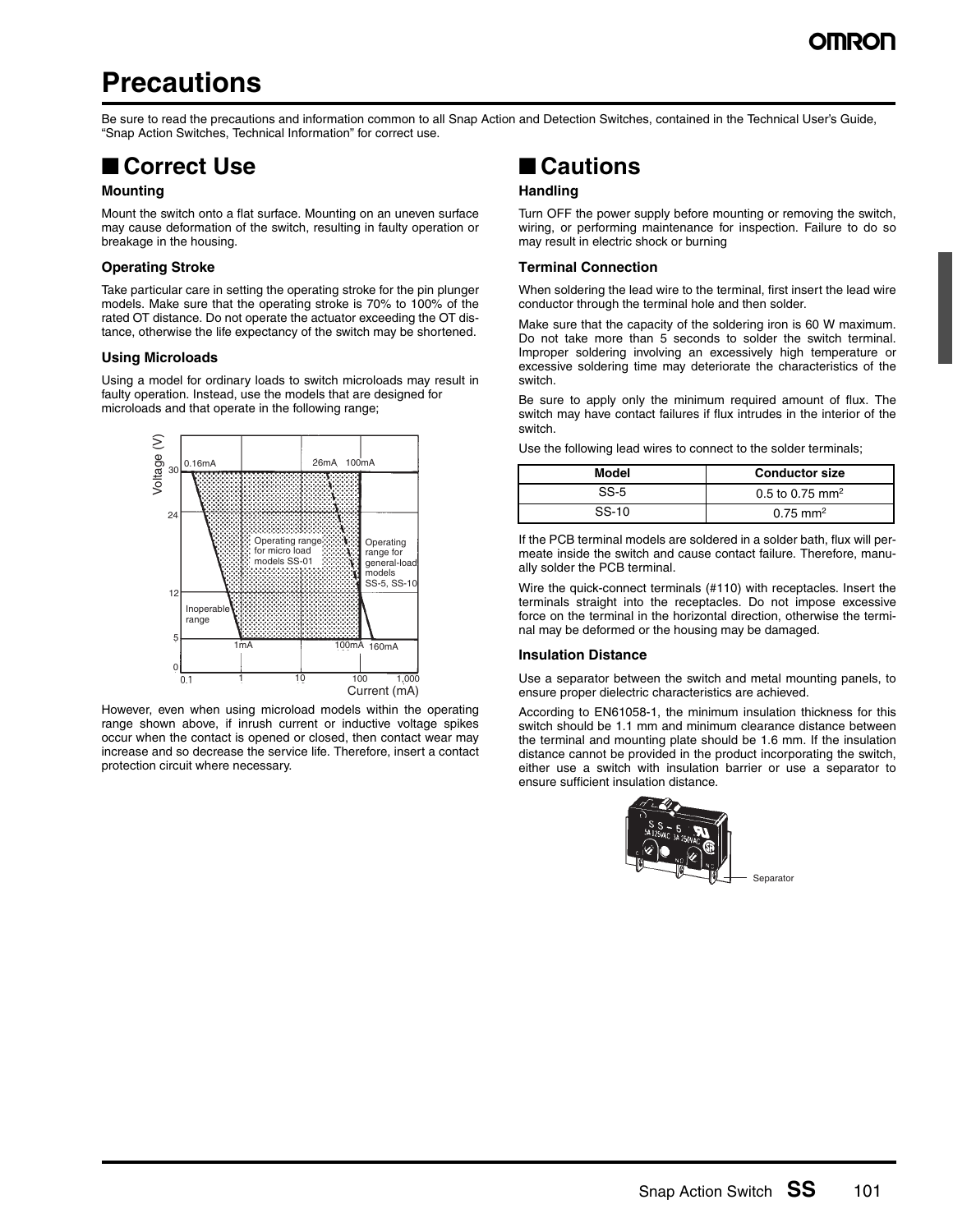# Precautions

Be sure to read the precautions and information common to all Snap Action and Detection Switches, contained in the Technical User's Guide, "Snap Action Switches, Technical Information" for correct use.

## ■ Correct Use

### Mounting

Mount the switch onto a flat surface. Mounting on an uneven surface may cause deformation of the switch, resulting in faulty operation or breakage in the housing.

### Operating Stroke

Take particular care in setting the operating stroke for the pin plunger models. Make sure that the operating stroke is 70% to 100% of the rated OT distance. Do not operate the actuator exceeding the OT distance, otherwise the life expectancy of the switch may be shortened.

### Using Microloads

Using a model for ordinary loads to switch microloads may result in faulty operation. Instead, use the models that are designed for microloads and that operate in the following range;

However, even when using microload models within the operating range shown above, if inrush current or inductive voltage spikes occur when the contact is opened or closed, then contact wear may increase and so decrease the service life. Therefore, insert a contact protection circuit where necessary.

## ■ Cautions

### Handling

Turn OFF the power supply before mounting or removing the switch, wiring, or performing maintenance for inspection. Failure to do so may result in electric shock or burning

### Terminal Connection

When soldering the lead wire to the terminal, first insert the lead wire conductor through the terminal hole and then solder.

Make sure that the capacity of the soldering iron is 60 W maximum. Do not take more than 5 seconds to solder the switch terminal. Improper soldering involving an excessively high temperature or excessive soldering time may deteriorate the characteristics of the switch.

Be sure to apply only the minimum required amount of flux. The switch may have contact failures if flux intrudes in the interior of the switch.

Use the following lead wires to connect to the solder terminals;

| Model | Conductor size |
|---|---|
| SS-5 | 0.5 to 0.75 $mm^2$ |
| SS-10 | 0.75 $mm^2$ |

If the PCB terminal models are soldered in a solder bath, flux will permeate inside the switch and cause contact failure. Therefore, manually solder the PCB terminal.

Wire the quick-connect terminals (#110) with receptacles. Insert the terminals straight into the receptacles. Do not impose excessive force on the terminal in the horizontal direction, otherwise the terminal may be deformed or the housing may be damaged.

### Insulation Distance

Use a separator between the switch and metal mounting panels, to ensure proper dielectric characteristics are achieved.

According to EN61058-1, the minimum insulation thickness for this switch should be 1.1 mm and minimum clearance distance between the terminal and mounting plate should be 1.6 mm. If the insulation distance cannot be provided in the product incorporating the switch, either use a switch with insulation barrier or use a separator to ensure sufficient insulation distance.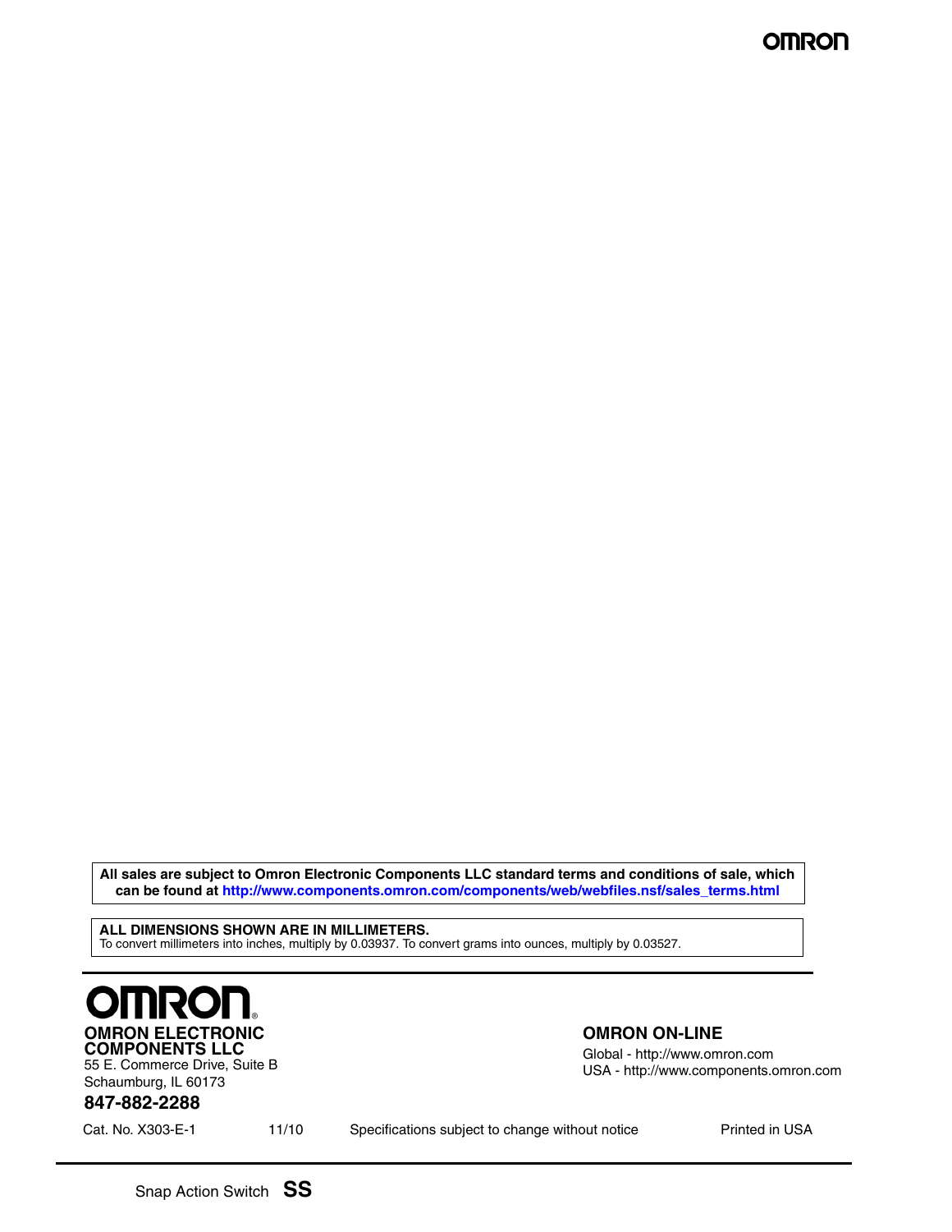**All sales are subject to Omron Electronic Components LLC standard terms and conditions of sale, which can be found at http://www.components.omron.com/components/web/webfiles.nsf/sales_terms.html**

**ALL DIMENSIONS SHOWN ARE IN MILLIMETERS.**
To convert millimeters into inches, multiply by 0.03937. To convert grams into ounces, multiply by 0.03527.

**OMRON ELECTRONIC COMPONENTS LLC**
55 E. Commerce Drive, Suite B
Schaumburg, IL 60173

**847-882-2288**

**OMRON ON-LINE**
Global - http://www.omron.com
USA - http://www.components.omron.com

Cat. No. X303-E-1 11/10 Specifications subject to change without notice Printed in USA

Snap Action Switch **SS**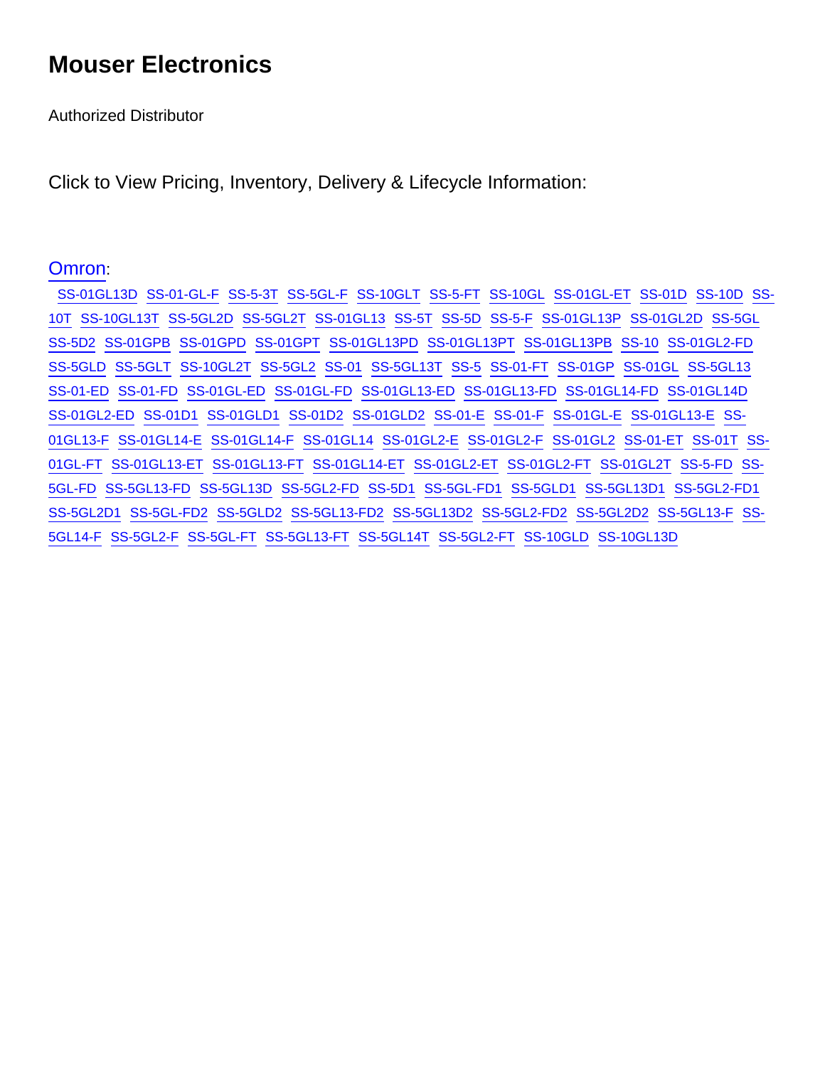# Mouser Electronics

Authorized Distributor

Click to View Pricing, Inventory, Delivery & Lifecycle Information:

Omron:

SS-01GL13D SS-01-GL-F SS-5-3T SS-5GL-F SS-10GLT SS-5-FT SS-10GL SS-01GL-ET SS-01D SS-10D SS-10T SS-10GL13T SS-5GL2D SS-5GL2T SS-01GL13 SS-5T SS-5D SS-5-F SS-01GL13P SS-01GL2D SS-5GL SS-5D2 SS-01GPB SS-01GPD SS-01GPT SS-01GL13PD SS-01GL13PT SS-01GL13PB SS-10 SS-01GL2-FD SS-5GLD SS-5GLT SS-10GL2T SS-5GL2 SS-01 SS-5GL13T SS-5 SS-01-FT SS-01GP SS-01GL SS-5GL13 SS-01-ED SS-01-FD SS-01GL-ED SS-01GL-FD SS-01GL13-ED SS-01GL13-FD SS-01GL14-FD SS-01GL14D SS-01GL2-ED SS-01D1 SS-01GLD1 SS-01D2 SS-01GLD2 SS-01-E SS-01-F SS-01GL-E SS-01GL13-E SS-01GL13-F SS-01GL14-E SS-01GL14-F SS-01GL14 SS-01GL2-E SS-01GL2-F SS-01GL2 SS-01-ET SS-01T SS-01GL-FT SS-01GL13-ET SS-01GL13-FT SS-01GL14-ET SS-01GL2-ET SS-01GL2-FT SS-01GL2T SS-5-FD SS-5GL-FD SS-5GL13-FD SS-5GL13D SS-5GL2-FD SS-5D1 SS-5GL-FD1 SS-5GLD1 SS-5GL13D1 SS-5GL2-FD1 SS-5GL2D1 SS-5GL-FD2 SS-5GLD2 SS-5GL13-FD2 SS-5GL13D2 SS-5GL2-FD2 SS-5GL2D2 SS-5GL13-F SS-5GL14-F SS-5GL2-F SS-5GL-FT SS-5GL13-FT SS-5GL14T SS-5GL2-FT SS-10GLD SS-10GL13D